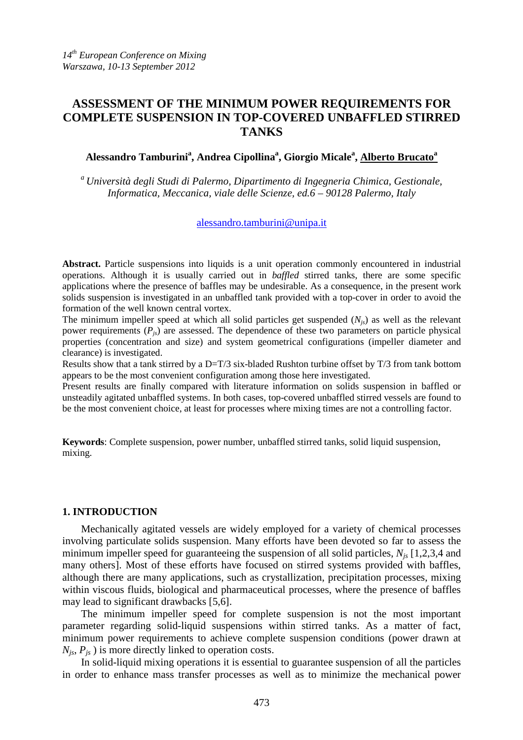*14th European Conference on Mixing*
*Warszawa, 10-13 September 2012*

# ASSESSMENT OF THE MINIMUM POWER REQUIREMENTS FOR COMPLETE SUSPENSION IN TOP-COVERED UNBAFFLED STIRRED TANKS

**Alessandro Tamburini[a], Andrea Cipollina[a], Giorgio Micale[a], Alberto Brucato[a]**

[a] *Università degli Studi di Palermo, Dipartimento di Ingegneria Chimica, Gestionale, Informatica, Meccanica, viale delle Scienze, ed.6 – 90128 Palermo, Italy*

alessandro.tamburini@unipa.it

**Abstract.** Particle suspensions into liquids is a unit operation commonly encountered in industrial operations. Although it is usually carried out in *baffled* stirred tanks, there are some specific applications where the presence of baffles may be undesirable. As a consequence, in the present work solids suspension is investigated in an unbaffled tank provided with a top-cover in order to avoid the formation of the well known central vortex.

The minimum impeller speed at which all solid particles get suspended ($N_{js}$) as well as the relevant power requirements ($P_{js}$) are assessed. The dependence of these two parameters on particle physical properties (concentration and size) and system geometrical configurations (impeller diameter and clearance) is investigated.

Results show that a tank stirred by a D=T/3 six-bladed Rushton turbine offset by T/3 from tank bottom appears to be the most convenient configuration among those here investigated.

Present results are finally compared with literature information on solids suspension in baffled or unsteadily agitated unbaffled systems. In both cases, top-covered unbaffled stirred vessels are found to be the most convenient choice, at least for processes where mixing times are not a controlling factor.

**Keywords**: Complete suspension, power number, unbaffled stirred tanks, solid liquid suspension, mixing.

## 1. INTRODUCTION

Mechanically agitated vessels are widely employed for a variety of chemical processes involving particulate solids suspension. Many efforts have been devoted so far to assess the minimum impeller speed for guaranteeing the suspension of all solid particles, $N_{js}$ [1,2,3,4 and many others]. Most of these efforts have focused on stirred systems provided with baffles, although there are many applications, such as crystallization, precipitation processes, mixing within viscous fluids, biological and pharmaceutical processes, where the presence of baffles may lead to significant drawbacks [5,6].

The minimum impeller speed for complete suspension is not the most important parameter regarding solid-liquid suspensions within stirred tanks. As a matter of fact, minimum power requirements to achieve complete suspension conditions (power drawn at $N_{js}$, $P_{js}$ ) is more directly linked to operation costs.

In solid-liquid mixing operations it is essential to guarantee suspension of all the particles in order to enhance mass transfer processes as well as to minimize the mechanical power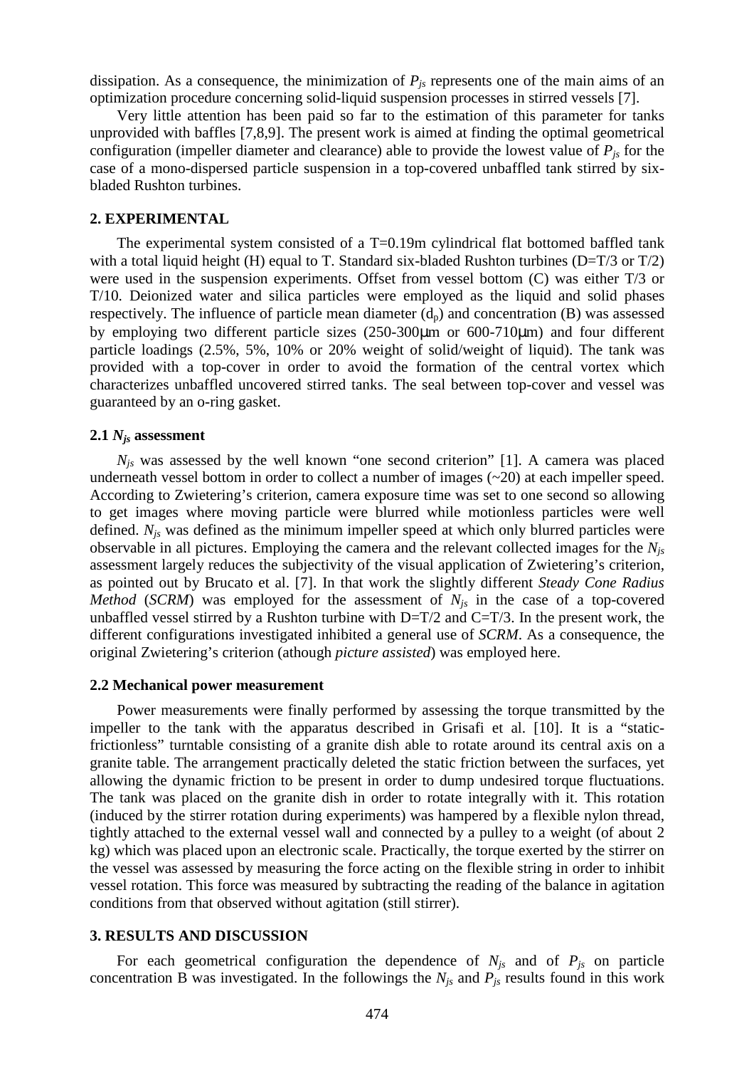dissipation. As a consequence, the minimization of $P_{js}$ represents one of the main aims of an optimization procedure concerning solid-liquid suspension processes in stirred vessels [7].

Very little attention has been paid so far to the estimation of this parameter for tanks unprovided with baffles [7,8,9]. The present work is aimed at finding the optimal geometrical configuration (impeller diameter and clearance) able to provide the lowest value of $P_{js}$ for the case of a mono-dispersed particle suspension in a top-covered unbaffled tank stirred by six-bladed Rushton turbines.

## 2. EXPERIMENTAL

The experimental system consisted of a T=0.19m cylindrical flat bottomed baffled tank with a total liquid height (H) equal to T. Standard six-bladed Rushton turbines (D=T/3 or T/2) were used in the suspension experiments. Offset from vessel bottom (C) was either T/3 or T/10. Deionized water and silica particles were employed as the liquid and solid phases respectively. The influence of particle mean diameter ($d_p$) and concentration (B) was assessed by employing two different particle sizes (250-300μm or 600-710μm) and four different particle loadings (2.5%, 5%, 10% or 20% weight of solid/weight of liquid). The tank was provided with a top-cover in order to avoid the formation of the central vortex which characterizes unbaffled uncovered stirred tanks. The seal between top-cover and vessel was guaranteed by an o-ring gasket.

### 2.1 $N_{js}$ assessment

$N_{js}$ was assessed by the well known "one second criterion" [1]. A camera was placed underneath vessel bottom in order to collect a number of images (~20) at each impeller speed. According to Zwietering's criterion, camera exposure time was set to one second so allowing to get images where moving particle were blurred while motionless particles were well defined. $N_{js}$ was defined as the minimum impeller speed at which only blurred particles were observable in all pictures. Employing the camera and the relevant collected images for the $N_{js}$ assessment largely reduces the subjectivity of the visual application of Zwietering's criterion, as pointed out by Brucato et al. [7]. In that work the slightly different *Steady Cone Radius Method* (*SCRM*) was employed for the assessment of $N_{js}$ in the case of a top-covered unbaffled vessel stirred by a Rushton turbine with D=T/2 and C=T/3. In the present work, the different configurations investigated inhibited a general use of *SCRM*. As a consequence, the original Zwietering's criterion (athough *picture assisted*) was employed here.

### 2.2 Mechanical power measurement

Power measurements were finally performed by assessing the torque transmitted by the impeller to the tank with the apparatus described in Grisafi et al. [10]. It is a "static-frictionless" turntable consisting of a granite dish able to rotate around its central axis on a granite table. The arrangement practically deleted the static friction between the surfaces, yet allowing the dynamic friction to be present in order to dump undesired torque fluctuations. The tank was placed on the granite dish in order to rotate integrally with it. This rotation (induced by the stirrer rotation during experiments) was hampered by a flexible nylon thread, tightly attached to the external vessel wall and connected by a pulley to a weight (of about 2 kg) which was placed upon an electronic scale. Practically, the torque exerted by the stirrer on the vessel was assessed by measuring the force acting on the flexible string in order to inhibit vessel rotation. This force was measured by subtracting the reading of the balance in agitation conditions from that observed without agitation (still stirrer).

## 3. RESULTS AND DISCUSSION

For each geometrical configuration the dependence of $N_{js}$ and of $P_{js}$ on particle concentration B was investigated. In the followings the $N_{js}$ and $P_{js}$ results found in this work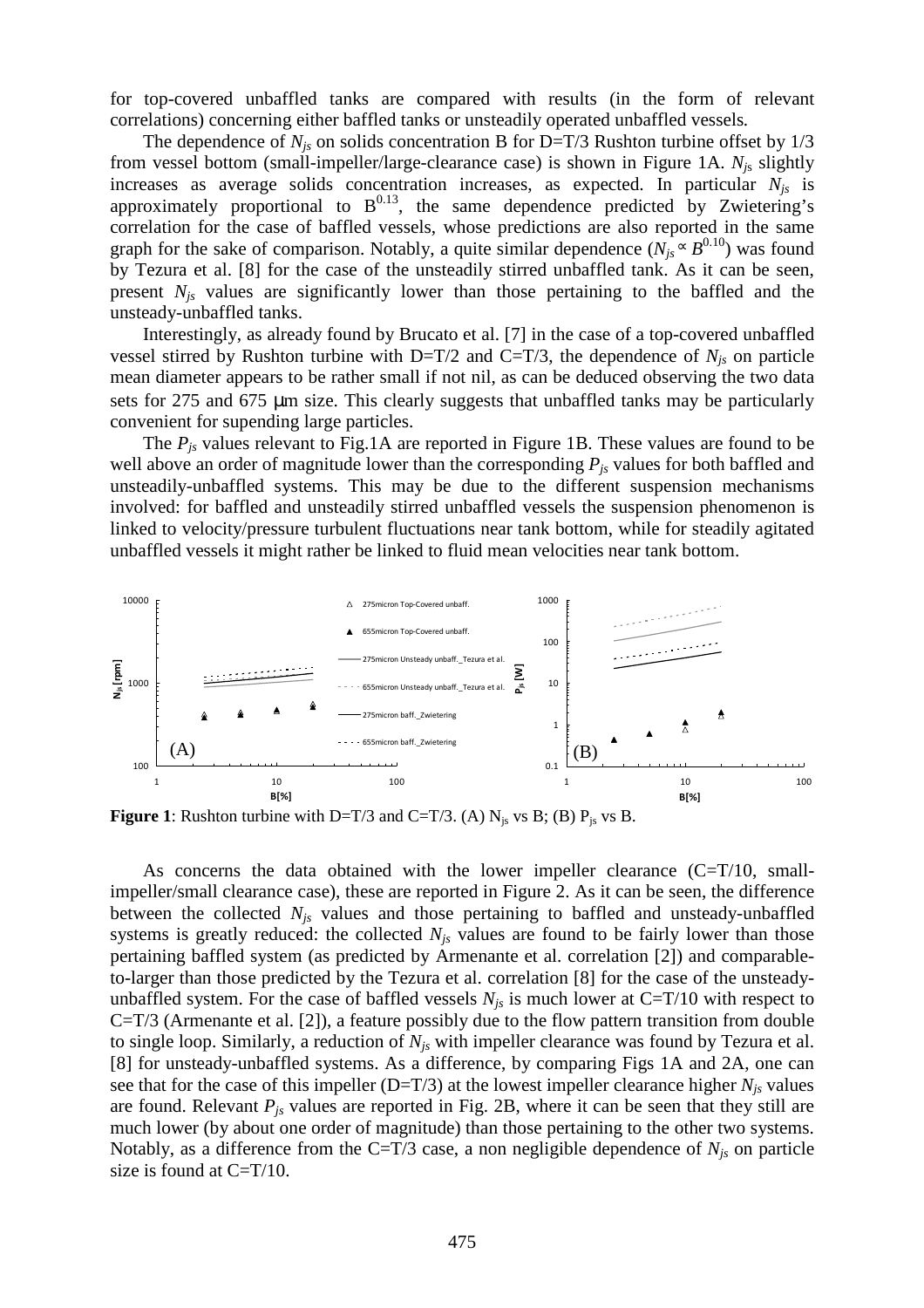for top-covered unbaffled tanks are compared with results (in the form of relevant correlations) concerning either baffled tanks or unsteadily operated unbaffled vessels.

The dependence of $N_{js}$ on solids concentration B for D=T/3 Rushton turbine offset by 1/3 from vessel bottom (small-impeller/large-clearance case) is shown in Figure 1A. $N_{js}$ slightly increases as average solids concentration increases, as expected. In particular $N_{js}$ is approximately proportional to $B^{0.13}$, the same dependence predicted by Zwietering's correlation for the case of baffled vessels, whose predictions are also reported in the same graph for the sake of comparison. Notably, a quite similar dependence ($N_{js} \propto B^{0.10}$) was found by Tezura et al. [8] for the case of the unsteadily stirred unbaffled tank. As it can be seen, present $N_{js}$ values are significantly lower than those pertaining to the baffled and the unsteady-unbaffled tanks.

Interestingly, as already found by Brucato et al. [7] in the case of a top-covered unbaffled vessel stirred by Rushton turbine with D=T/2 and C=T/3, the dependence of $N_{js}$ on particle mean diameter appears to be rather small if not nil, as can be deduced observing the two data sets for 275 and 675 μm size. This clearly suggests that unbaffled tanks may be particularly convenient for supending large particles.

The $P_{js}$ values relevant to Fig.1A are reported in Figure 1B. These values are found to be well above an order of magnitude lower than the corresponding $P_{js}$ values for both baffled and unsteadily-unbaffled systems. This may be due to the different suspension mechanisms involved: for baffled and unsteadily stirred unbaffled vessels the suspension phenomenon is linked to velocity/pressure turbulent fluctuations near tank bottom, while for steadily agitated unbaffled vessels it might rather be linked to fluid mean velocities near tank bottom.

**Figure 1**: Rushton turbine with D=T/3 and C=T/3. (A) $N_{js}$ vs B; (B) $P_{js}$ vs B.

As concerns the data obtained with the lower impeller clearance (C=T/10, small-impeller/small clearance case), these are reported in Figure 2. As it can be seen, the difference between the collected $N_{js}$ values and those pertaining to baffled and unsteady-unbaffled systems is greatly reduced: the collected $N_{js}$ values are found to be fairly lower than those pertaining baffled system (as predicted by Armenante et al. correlation [2]) and comparable-to-larger than those predicted by the Tezura et al. correlation [8] for the case of the unsteady-unbaffled system. For the case of baffled vessels $N_{js}$ is much lower at C=T/10 with respect to C=T/3 (Armenante et al. [2]), a feature possibly due to the flow pattern transition from double to single loop. Similarly, a reduction of $N_{js}$ with impeller clearance was found by Tezura et al. [8] for unsteady-unbaffled systems. As a difference, by comparing Figs 1A and 2A, one can see that for the case of this impeller (D=T/3) at the lowest impeller clearance higher $N_{js}$ values are found. Relevant $P_{js}$ values are reported in Fig. 2B, where it can be seen that they still are much lower (by about one order of magnitude) than those pertaining to the other two systems. Notably, as a difference from the C=T/3 case, a non negligible dependence of $N_{js}$ on particle size is found at C=T/10.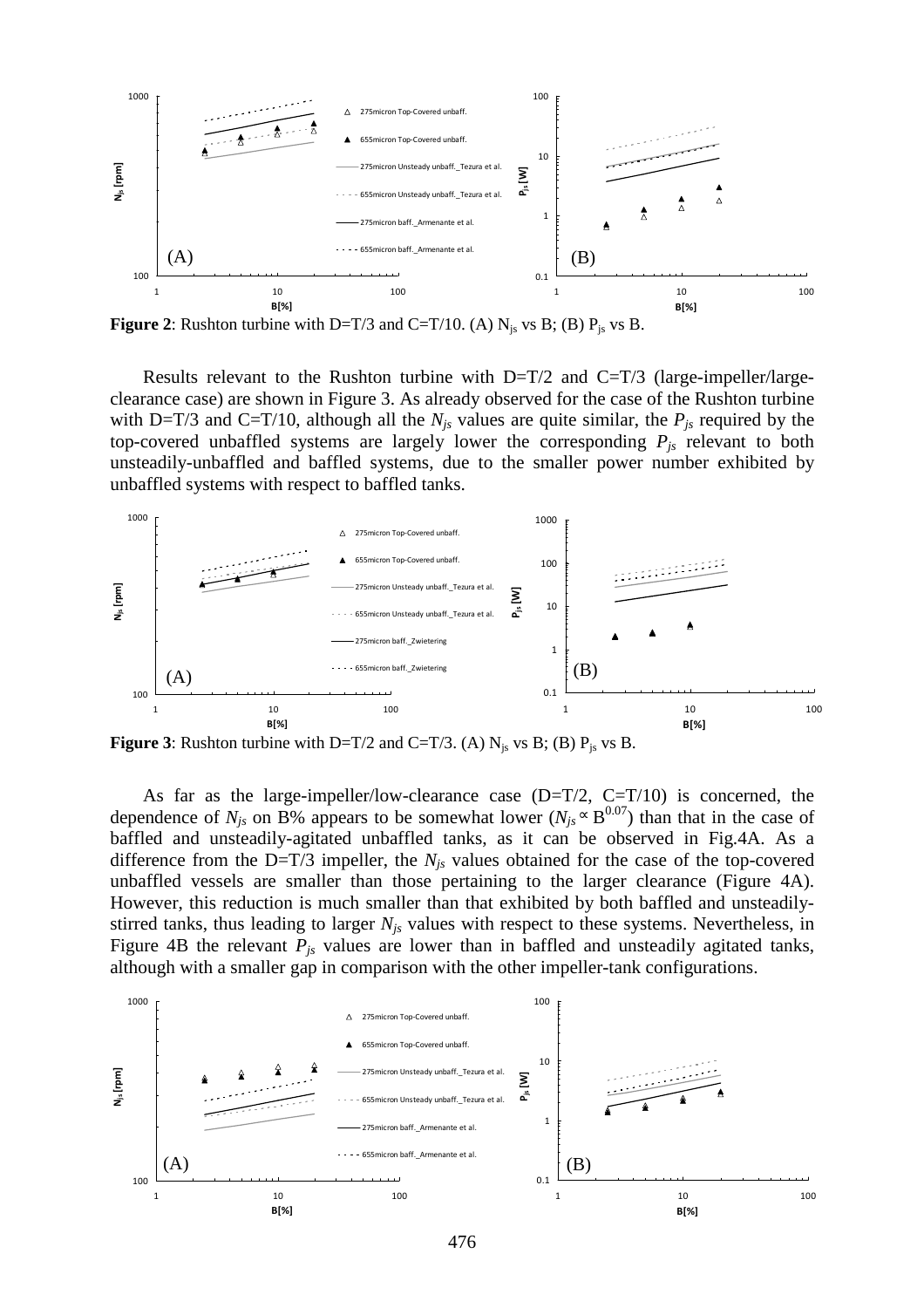**Figure 2**: Rushton turbine with D=T/3 and C=T/10. (A) $N_{js}$ vs B; (B) $P_{js}$ vs B.

Results relevant to the Rushton turbine with D=T/2 and C=T/3 (large-impeller/large-clearance case) are shown in Figure 3. As already observed for the case of the Rushton turbine with D=T/3 and C=T/10, although all the $N_{js}$ values are quite similar, the $P_{js}$ required by the top-covered unbaffled systems are largely lower the corresponding $P_{js}$ relevant to both unsteadily-unbaffled and baffled systems, due to the smaller power number exhibited by unbaffled systems with respect to baffled tanks.

**Figure 3**: Rushton turbine with D=T/2 and C=T/3. (A) $N_{js}$ vs B; (B) $P_{js}$ vs B.

As far as the large-impeller/low-clearance case (D=T/2, C=T/10) is concerned, the dependence of $N_{js}$ on B% appears to be somewhat lower ($N_{js} \propto B^{0.07}$) than that in the case of baffled and unsteadily-agitated unbaffled tanks, as it can be observed in Fig.4A. As a difference from the D=T/3 impeller, the $N_{js}$ values obtained for the case of the top-covered unbaffled vessels are smaller than those pertaining to the larger clearance (Figure 4A). However, this reduction is much smaller than that exhibited by both baffled and unsteadily-stirred tanks, thus leading to larger $N_{js}$ values with respect to these systems. Nevertheless, in Figure 4B the relevant $P_{js}$ values are lower than in baffled and unsteadily agitated tanks, although with a smaller gap in comparison with the other impeller-tank configurations.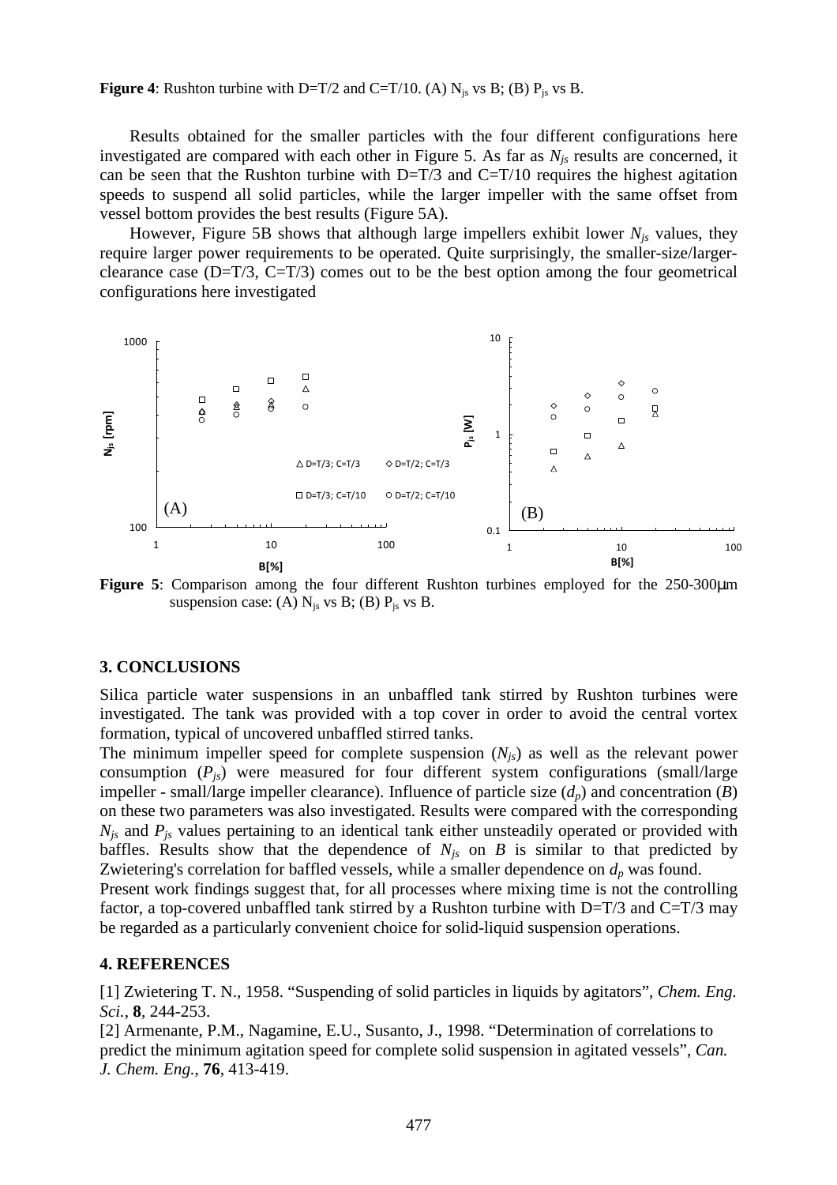**Figure 4**: Rushton turbine with D=T/2 and C=T/10. (A) $N_{js}$ vs B; (B) $P_{js}$ vs B.

Results obtained for the smaller particles with the four different configurations here investigated are compared with each other in Figure 5. As far as $N_{js}$ results are concerned, it can be seen that the Rushton turbine with D=T/3 and C=T/10 requires the highest agitation speeds to suspend all solid particles, while the larger impeller with the same offset from vessel bottom provides the best results (Figure 5A).

However, Figure 5B shows that although large impellers exhibit lower $N_{js}$ values, they require larger power requirements to be operated. Quite surprisingly, the smaller-size/larger-clearance case (D=T/3, C=T/3) comes out to be the best option among the four geometrical configurations here investigated

**Figure 5**: Comparison among the four different Rushton turbines employed for the 250-300μm suspension case: (A) $N_{js}$ vs B; (B) $P_{js}$ vs B.

## 3. CONCLUSIONS

Silica particle water suspensions in an unbaffled tank stirred by Rushton turbines were investigated. The tank was provided with a top cover in order to avoid the central vortex formation, typical of uncovered unbaffled stirred tanks.

The minimum impeller speed for complete suspension ($N_{js}$) as well as the relevant power consumption ($P_{js}$) were measured for four different system configurations (small/large impeller - small/large impeller clearance). Influence of particle size ($d_p$) and concentration ($B$) on these two parameters was also investigated. Results were compared with the corresponding $N_{js}$ and $P_{js}$ values pertaining to an identical tank either unsteadily operated or provided with baffles. Results show that the dependence of $N_{js}$ on $B$ is similar to that predicted by Zwietering's correlation for baffled vessels, while a smaller dependence on $d_p$ was found.

Present work findings suggest that, for all processes where mixing time is not the controlling factor, a top-covered unbaffled tank stirred by a Rushton turbine with D=T/3 and C=T/3 may be regarded as a particularly convenient choice for solid-liquid suspension operations.

## 4. REFERENCES

[1] Zwietering T. N., 1958. "Suspending of solid particles in liquids by agitators", *Chem. Eng. Sci.*, **8**, 244-253.

[2] Armenante, P.M., Nagamine, E.U., Susanto, J., 1998. "Determination of correlations to predict the minimum agitation speed for complete solid suspension in agitated vessels", *Can. J. Chem. Eng.*, **76**, 413-419.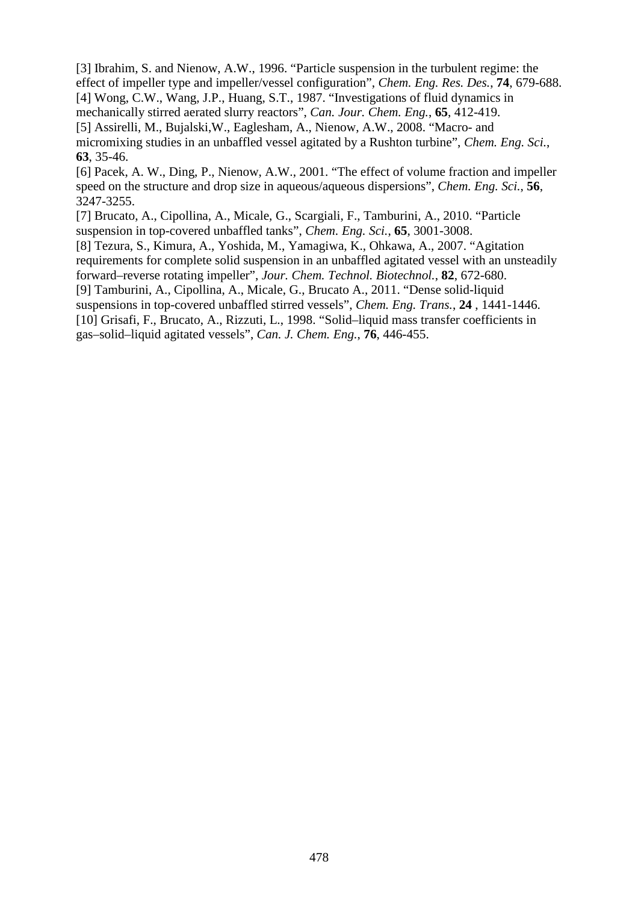[3] Ibrahim, S. and Nienow, A.W., 1996. “Particle suspension in the turbulent regime: the effect of impeller type and impeller/vessel configuration”, *Chem. Eng. Res. Des.*, **74**, 679-688.
[4] Wong, C.W., Wang, J.P., Huang, S.T., 1987. “Investigations of fluid dynamics in mechanically stirred aerated slurry reactors”, *Can. Jour. Chem. Eng.*, **65**, 412-419.
[5] Assirelli, M., Bujalski,W., Eaglesham, A., Nienow, A.W., 2008. “Macro- and micromixing studies in an unbaffled vessel agitated by a Rushton turbine”, *Chem. Eng. Sci.*, **63**, 35-46.
[6] Pacek, A. W., Ding, P., Nienow, A.W., 2001. “The effect of volume fraction and impeller speed on the structure and drop size in aqueous/aqueous dispersions”, *Chem. Eng. Sci.*, **56**, 3247-3255.
[7] Brucato, A., Cipollina, A., Micale, G., Scargiali, F., Tamburini, A., 2010. “Particle suspension in top-covered unbaffled tanks”, *Chem. Eng. Sci.*, **65**, 3001-3008.
[8] Tezura, S., Kimura, A., Yoshida, M., Yamagiwa, K., Ohkawa, A., 2007. “Agitation requirements for complete solid suspension in an unbaffled agitated vessel with an unsteadily forward–reverse rotating impeller”, *Jour. Chem. Technol. Biotechnol.*, **82**, 672-680.
[9] Tamburini, A., Cipollina, A., Micale, G., Brucato A., 2011. “Dense solid-liquid suspensions in top-covered unbaffled stirred vessels”, *Chem. Eng. Trans.*, **24** , 1441-1446.
[10] Grisafi, F., Brucato, A., Rizzuti, L., 1998. “Solid–liquid mass transfer coefficients in gas–solid–liquid agitated vessels”, *Can. J. Chem. Eng.*, **76**, 446-455.